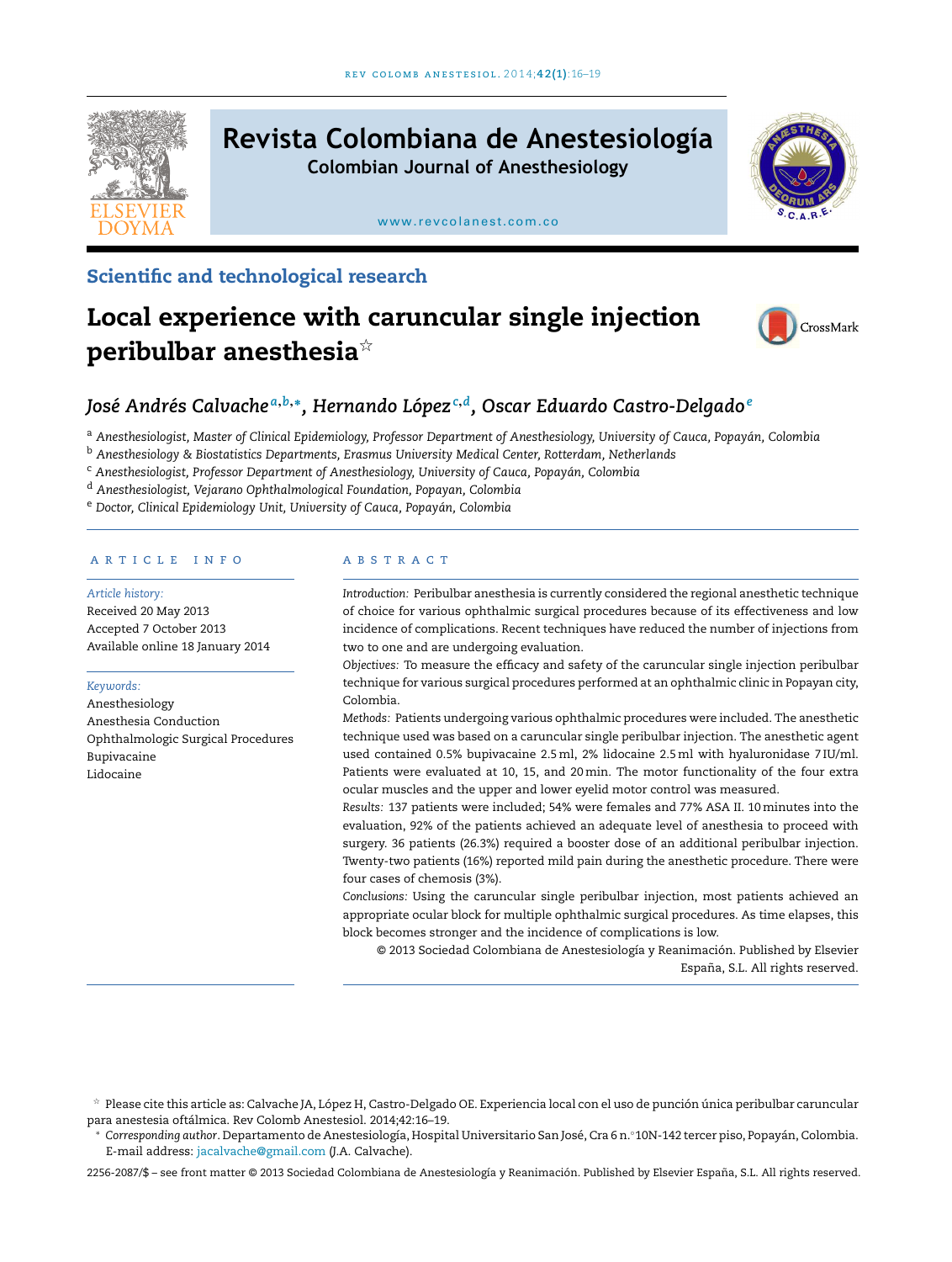Scientific and technological research

# Local experience with caruncular single injection peribulbar anesthesia☆

*José Andrés Calvache*[a,b,*], *Hernando López*[c,d], *Oscar Eduardo Castro-Delgado*[e]

[a] *Anesthesiologist, Master of Clinical Epidemiology, Professor Department of Anesthesiology, University of Cauca, Popayán, Colombia*
[b] *Anesthesiology & Biostatistics Departments, Erasmus University Medical Center, Rotterdam, Netherlands*
[c] *Anesthesiologist, Professor Department of Anesthesiology, University of Cauca, Popayán, Colombia*
[d] *Anesthesiologist, Vejarano Ophthalmological Foundation, Popayan, Colombia*
[e] *Doctor, Clinical Epidemiology Unit, University of Cauca, Popayán, Colombia*

## ARTICLE INFO

*Article history:*
Received 20 May 2013
Accepted 7 October 2013
Available online 18 January 2014

*Keywords:*
Anesthesiology
Anesthesia Conduction
Ophthalmologic Surgical Procedures
Bupivacaine
Lidocaine

## ABSTRACT

*Introduction:* Peribulbar anesthesia is currently considered the regional anesthetic technique of choice for various ophthalmic surgical procedures because of its effectiveness and low incidence of complications. Recent techniques have reduced the number of injections from two to one and are undergoing evaluation.

*Objectives:* To measure the efficacy and safety of the caruncular single injection peribulbar technique for various surgical procedures performed at an ophthalmic clinic in Popayan city, Colombia.

*Methods:* Patients undergoing various ophthalmic procedures were included. The anesthetic technique used was based on a caruncular single peribulbar injection. The anesthetic agent used contained 0.5% bupivacaine 2.5 ml, 2% lidocaine 2.5 ml with hyaluronidase 7 IU/ml. Patients were evaluated at 10, 15, and 20 min. The motor functionality of the four extra ocular muscles and the upper and lower eyelid motor control was measured.

*Results:* 137 patients were included; 54% were females and 77% ASA II. 10 minutes into the evaluation, 92% of the patients achieved an adequate level of anesthesia to proceed with surgery. 36 patients (26.3%) required a booster dose of an additional peribulbar injection. Twenty-two patients (16%) reported mild pain during the anesthetic procedure. There were four cases of chemosis (3%).

*Conclusions:* Using the caruncular single peribulbar injection, most patients achieved an appropriate ocular block for multiple ophthalmic surgical procedures. As time elapses, this block becomes stronger and the incidence of complications is low.

© 2013 Sociedad Colombiana de Anestesiología y Reanimación. Published by Elsevier España, S.L. All rights reserved.

☆ Please cite this article as: Calvache JA, López H, Castro-Delgado OE. Experiencia local con el uso de punción única peribulbar caruncular para anestesia oftálmica. Rev Colomb Anestesiol. 2014;42:16–19.

\* *Corresponding author*. Departamento de Anestesiología, Hospital Universitario San José, Cra 6 n.°10N-142 tercer piso, Popayán, Colombia.
E-mail address: jacalvache@gmail.com (J.A. Calvache).

2256-2087/$ – see front matter © 2013 Sociedad Colombiana de Anestesiología y Reanimación. Published by Elsevier España, S.L. All rights reserved.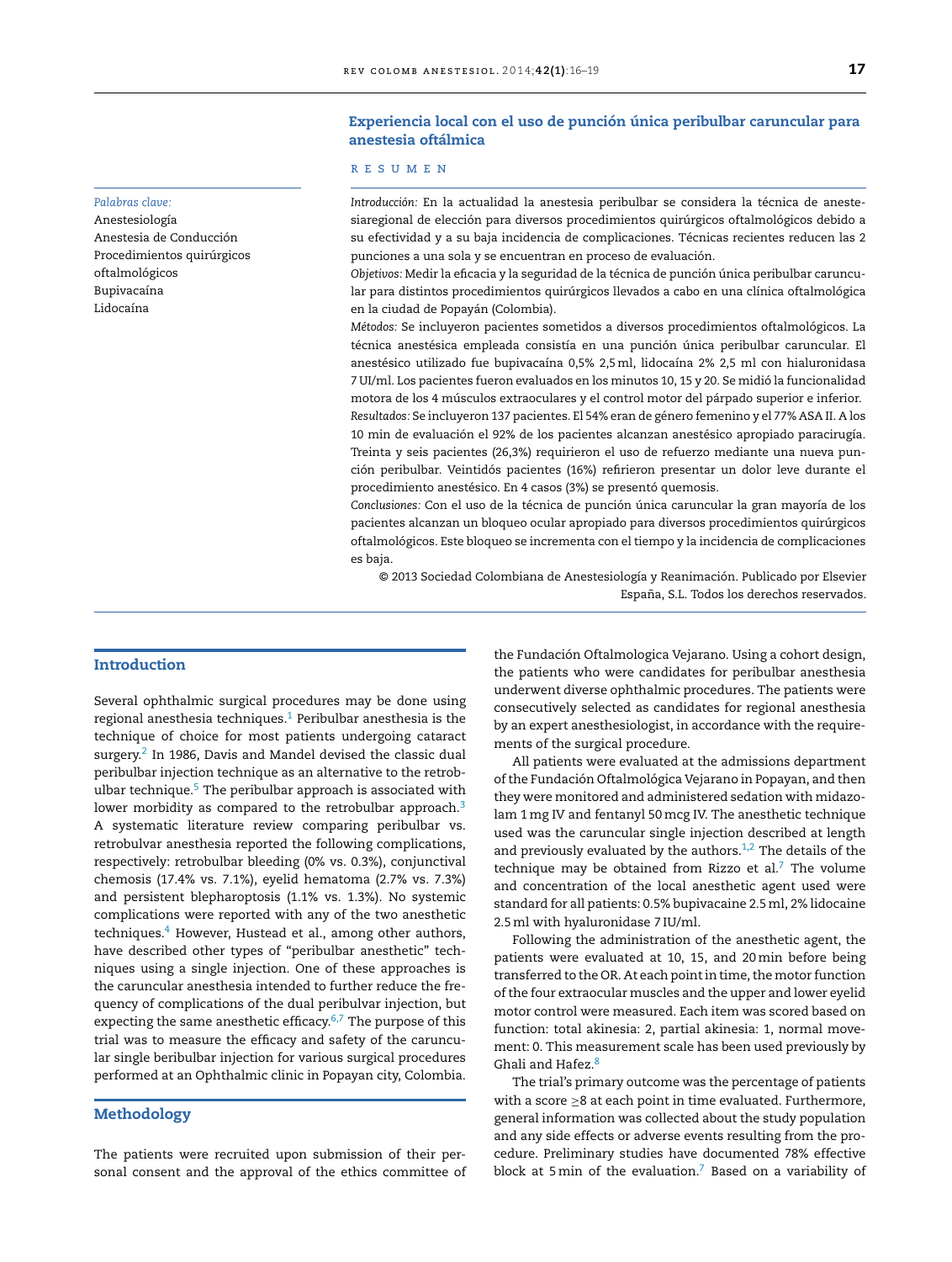## Experiencia local con el uso de punción única peribulbar caruncular para anestesia oftálmica

**R E S U M E N**

*Palabras clave:*
Anestesiología
Anestesia de Conducción
Procedimientos quirúrgicos oftalmológicos
Bupivacaína
Lidocaína

*Introducción:* En la actualidad la anestesia peribulbar se considera la técnica de anestesiaregional de elección para diversos procedimientos quirúrgicos oftalmológicos debido a su efectividad y a su baja incidencia de complicaciones. Técnicas recientes reducen las 2 punciones a una sola y se encuentran en proceso de evaluación.

*Objetivos:* Medir la eficacia y la seguridad de la técnica de punción única peribulbar caruncular para distintos procedimientos quirúrgicos llevados a cabo en una clínica oftalmológica en la ciudad de Popayán (Colombia).

*Métodos:* Se incluyeron pacientes sometidos a diversos procedimientos oftalmológicos. La técnica anestésica empleada consistía en una punción única peribulbar caruncular. El anestésico utilizado fue bupivacaína 0,5% 2,5 ml, lidocaína 2% 2,5 ml con hialuronidasa 7 UI/ml. Los pacientes fueron evaluados en los minutos 10, 15 y 20. Se midió la funcionalidad motora de los 4 músculos extraoculares y el control motor del párpado superior e inferior.

*Resultados:* Se incluyeron 137 pacientes. El 54% eran de género femenino y el 77% ASA II. A los 10 min de evaluación el 92% de los pacientes alcanzan anestésico apropiado paracirugía. Treinta y seis pacientes (26,3%) requirieron el uso de refuerzo mediante una nueva punción peribulbar. Veintidós pacientes (16%) refirieron presentar un dolor leve durante el procedimiento anestésico. En 4 casos (3%) se presentó quemosis.

*Conclusiones:* Con el uso de la técnica de punción única caruncular la gran mayoría de los pacientes alcanzan un bloqueo ocular apropiado para diversos procedimientos quirúrgicos oftalmológicos. Este bloqueo se incrementa con el tiempo y la incidencia de complicaciones es baja.

© 2013 Sociedad Colombiana de Anestesiología y Reanimación. Publicado por Elsevier España, S.L. Todos los derechos reservados.

## Introduction

Several ophthalmic surgical procedures may be done using regional anesthesia techniques.[1] Peribulbar anesthesia is the technique of choice for most patients undergoing cataract surgery.[2] In 1986, Davis and Mandel devised the classic dual peribulbar injection technique as an alternative to the retrobulbar technique.[5] The peribulbar approach is associated with lower morbidity as compared to the retrobulbar approach.[3] A systematic literature review comparing peribulbar vs. retrobulvar anesthesia reported the following complications, respectively: retrobulbar bleeding (0% vs. 0.3%), conjunctival chemosis (17.4% vs. 7.1%), eyelid hematoma (2.7% vs. 7.3%) and persistent blepharoptosis (1.1% vs. 1.3%). No systemic complications were reported with any of the two anesthetic techniques.[4] However, Hustead et al., among other authors, have described other types of "peribulbar anesthetic" techniques using a single injection. One of these approaches is the caruncular anesthesia intended to further reduce the frequency of complications of the dual peribulvar injection, but expecting the same anesthetic efficacy.[6,7] The purpose of this trial was to measure the efficacy and safety of the caruncular single beribulbar injection for various surgical procedures performed at an Ophthalmic clinic in Popayan city, Colombia.

## Methodology

The patients were recruited upon submission of their personal consent and the approval of the ethics committee of the Fundación Oftalmologica Vejarano. Using a cohort design, the patients who were candidates for peribulbar anesthesia underwent diverse ophthalmic procedures. The patients were consecutively selected as candidates for regional anesthesia by an expert anesthesiologist, in accordance with the requirements of the surgical procedure.

All patients were evaluated at the admissions department of the Fundación Oftalmológica Vejarano in Popayan, and then they were monitored and administered sedation with midazolam 1 mg IV and fentanyl 50 mcg IV. The anesthetic technique used was the caruncular single injection described at length and previously evaluated by the authors.[1,2] The details of the technique may be obtained from Rizzo et al.[7] The volume and concentration of the local anesthetic agent used were standard for all patients: 0.5% bupivacaine 2.5 ml, 2% lidocaine 2.5 ml with hyaluronidase 7 IU/ml.

Following the administration of the anesthetic agent, the patients were evaluated at 10, 15, and 20 min before being transferred to the OR. At each point in time, the motor function of the four extraocular muscles and the upper and lower eyelid motor control were measured. Each item was scored based on function: total akinesia: 2, partial akinesia: 1, normal movement: 0. This measurement scale has been used previously by Ghali and Hafez.[8]

The trial's primary outcome was the percentage of patients with a score ≥8 at each point in time evaluated. Furthermore, general information was collected about the study population and any side effects or adverse events resulting from the procedure. Preliminary studies have documented 78% effective block at 5 min of the evaluation.[7] Based on a variability of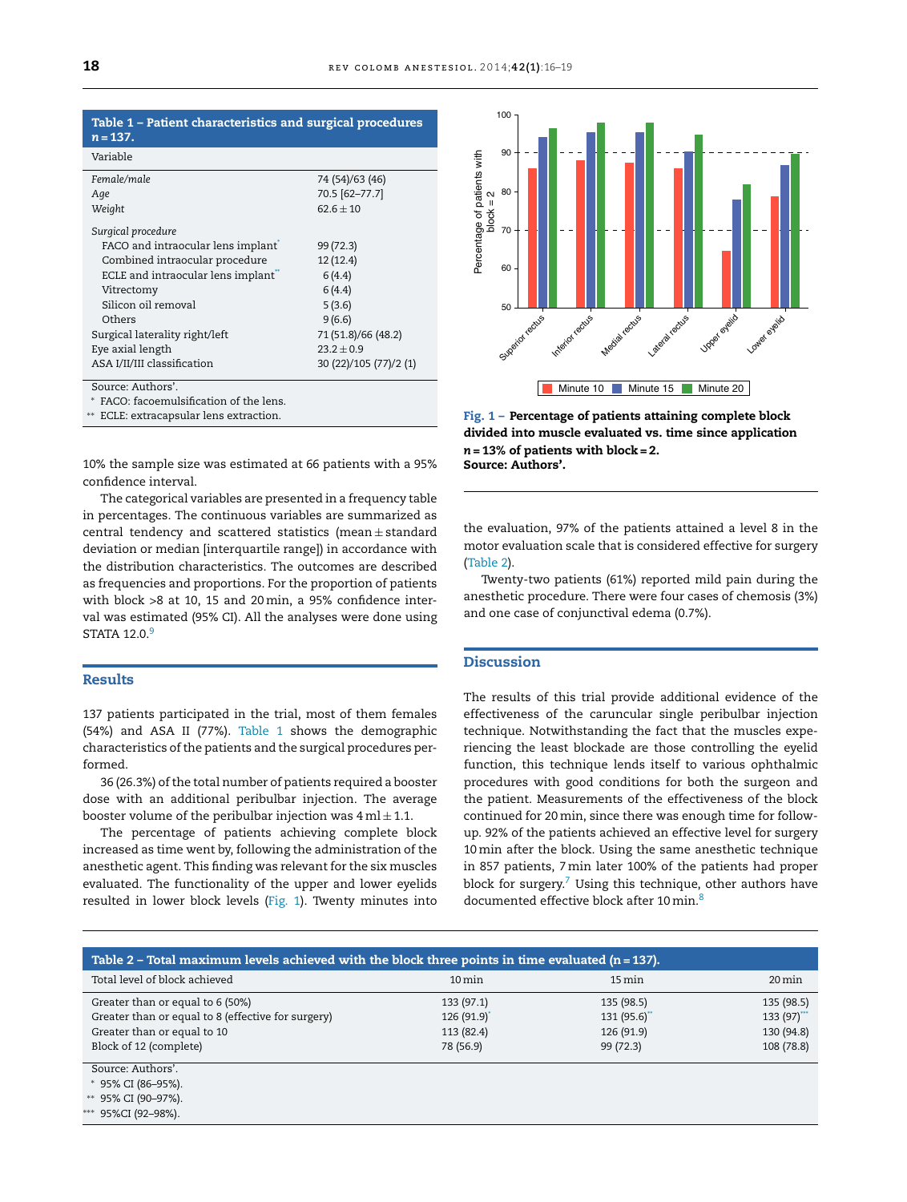**Table 1 – Patient characteristics and surgical procedures n = 137.**

| Variable | |
|---|---|
| *Female/male* | 74 (54)/63 (46) |
| *Age* | 70.5 [62–77.7] |
| *Weight* | 62.6 ± 10 |
| *Surgical procedure* | |
| FACO and intraocular lens implant* | 99 (72.3) |
| Combined intraocular procedure | 12 (12.4) |
| ECLE and intraocular lens implant** | 6 (4.4) |
| Vitrectomy | 6 (4.4) |
| Silicon oil removal | 5 (3.6) |
| Others | 9 (6.6) |
| Surgical laterality right/left | 71 (51.8)/66 (48.2) |
| Eye axial length | 23.2 ± 0.9 |
| ASA I/II/III classification | 30 (22)/105 (77)/2 (1) |

Source: Authors'.
* FACO: facoemulsification of the lens.
** ECLE: extracapsular lens extraction.

10% the sample size was estimated at 66 patients with a 95% confidence interval.

The categorical variables are presented in a frequency table in percentages. The continuous variables are summarized as central tendency and scattered statistics (mean ± standard deviation or median [interquartile range]) in accordance with the distribution characteristics. The outcomes are described as frequencies and proportions. For the proportion of patients with block >8 at 10, 15 and 20 min, a 95% confidence interval was estimated (95% CI). All the analyses were done using STATA 12.0.[9]

## Results

137 patients participated in the trial, most of them females (54%) and ASA II (77%). Table 1 shows the demographic characteristics of the patients and the surgical procedures performed.

36 (26.3%) of the total number of patients required a booster dose with an additional peribulbar injection. The average booster volume of the peribulbar injection was 4 ml ± 1.1.

The percentage of patients achieving complete block increased as time went by, following the administration of the anesthetic agent. This finding was relevant for the six muscles evaluated. The functionality of the upper and lower eyelids resulted in lower block levels (Fig. 1). Twenty minutes into the evaluation, 97% of the patients attained a level 8 in the motor evaluation scale that is considered effective for surgery (Table 2).

**Fig. 1 – Percentage of patients attaining complete block divided into muscle evaluated vs. time since application n = 13% of patients with block = 2. Source: Authors'.**

Twenty-two patients (61%) reported mild pain during the anesthetic procedure. There were four cases of chemosis (3%) and one case of conjunctival edema (0.7%).

## Discussion

The results of this trial provide additional evidence of the effectiveness of the caruncular single peribulbar injection technique. Notwithstanding the fact that the muscles experiencing the least blockade are those controlling the eyelid function, this technique lends itself to various ophthalmic procedures with good conditions for both the surgeon and the patient. Measurements of the effectiveness of the block continued for 20 min, since there was enough time for follow-up. 92% of the patients achieved an effective level for surgery 10 min after the block. Using the same anesthetic technique in 857 patients, 7 min later 100% of the patients had proper block for surgery.[7] Using this technique, other authors have documented effective block after 10 min.[8]

**Table 2 – Total maximum levels achieved with the block three points in time evaluated (n = 137).**

| Total level of block achieved | 10 min | 15 min | 20 min |
|---|---|---|---|
| Greater than or equal to 6 (50%) | 133 (97.1) | 135 (98.5) | 135 (98.5) |
| Greater than or equal to 8 (effective for surgery) | 126 (91.9)* | 131 (95.6)** | 133 (97)*** |
| Greater than or equal to 10 | 113 (82.4) | 126 (91.9) | 130 (94.8) |
| Block of 12 (complete) | 78 (56.9) | 99 (72.3) | 108 (78.8) |

Source: Authors'.
* 95% CI (86–95%).
** 95% CI (90–97%).
*** 95%CI (92–98%).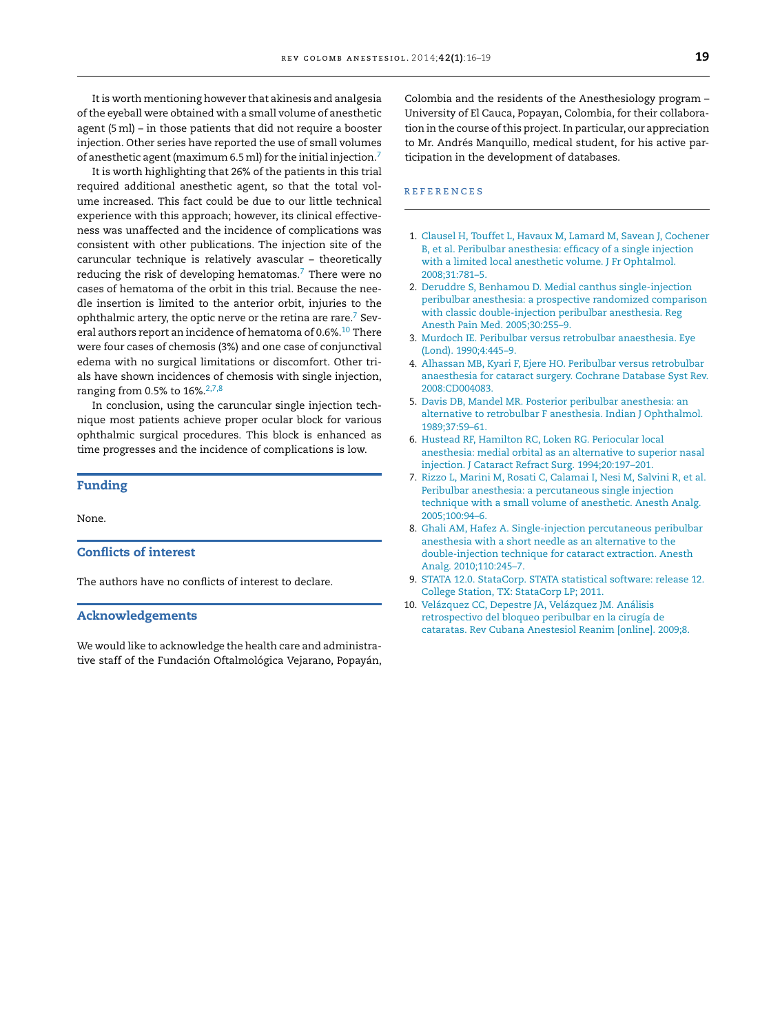It is worth mentioning however that akinesis and analgesia of the eyeball were obtained with a small volume of anesthetic agent (5 ml) – in those patients that did not require a booster injection. Other series have reported the use of small volumes of anesthetic agent (maximum 6.5 ml) for the initial injection.[7]

It is worth highlighting that 26% of the patients in this trial required additional anesthetic agent, so that the total volume increased. This fact could be due to our little technical experience with this approach; however, its clinical effectiveness was unaffected and the incidence of complications was consistent with other publications. The injection site of the caruncular technique is relatively avascular – theoretically reducing the risk of developing hematomas.[7] There were no cases of hematoma of the orbit in this trial. Because the needle insertion is limited to the anterior orbit, injuries to the ophthalmic artery, the optic nerve or the retina are rare.[7] Several authors report an incidence of hematoma of 0.6%.[10] There were four cases of chemosis (3%) and one case of conjunctival edema with no surgical limitations or discomfort. Other trials have shown incidences of chemosis with single injection, ranging from 0.5% to 16%.[2,7,8]

In conclusion, using the caruncular single injection technique most patients achieve proper ocular block for various ophthalmic surgical procedures. This block is enhanced as time progresses and the incidence of complications is low.

## Funding

None.

## Conflicts of interest

The authors have no conflicts of interest to declare.

## Acknowledgements

We would like to acknowledge the health care and administrative staff of the Fundación Oftalmológica Vejarano, Popayán, Colombia and the residents of the Anesthesiology program – University of El Cauca, Popayan, Colombia, for their collaboration in the course of this project. In particular, our appreciation to Mr. Andrés Manquillo, medical student, for his active participation in the development of databases.

## References

1. Clausel H, Touffet L, Havaux M, Lamard M, Savean J, Cochener B, et al. Peribulbar anesthesia: efficacy of a single injection with a limited local anesthetic volume. J Fr Ophtalmol. 2008;31:781–5.
2. Deruddre S, Benhamou D. Medial canthus single-injection peribulbar anesthesia: a prospective randomized comparison with classic double-injection peribulbar anesthesia. Reg Anesth Pain Med. 2005;30:255–9.
3. Murdoch IE. Peribulbar versus retrobulbar anaesthesia. Eye (Lond). 1990;4:445–9.
4. Alhassan MB, Kyari F, Ejere HO. Peribulbar versus retrobulbar anaesthesia for cataract surgery. Cochrane Database Syst Rev. 2008:CD004083.
5. Davis DB, Mandel MR. Posterior peribulbar anesthesia: an alternative to retrobulbar F anesthesia. Indian J Ophthalmol. 1989;37:59–61.
6. Hustead RF, Hamilton RC, Loken RG. Periocular local anesthesia: medial orbital as an alternative to superior nasal injection. J Cataract Refract Surg. 1994;20:197–201.
7. Rizzo L, Marini M, Rosati C, Calamai I, Nesi M, Salvini R, et al. Peribulbar anesthesia: a percutaneous single injection technique with a small volume of anesthetic. Anesth Analg. 2005;100:94–6.
8. Ghali AM, Hafez A. Single-injection percutaneous peribulbar anesthesia with a short needle as an alternative to the double-injection technique for cataract extraction. Anesth Analg. 2010;110:245–7.
9. STATA 12.0. StataCorp. STATA statistical software: release 12. College Station, TX: StataCorp LP; 2011.
10. Velázquez CC, Depestre JA, Velázquez JM. Análisis retrospectivo del bloqueo peribulbar en la cirugía de cataratas. Rev Cubana Anestesiol Reanim [online]. 2009;8.